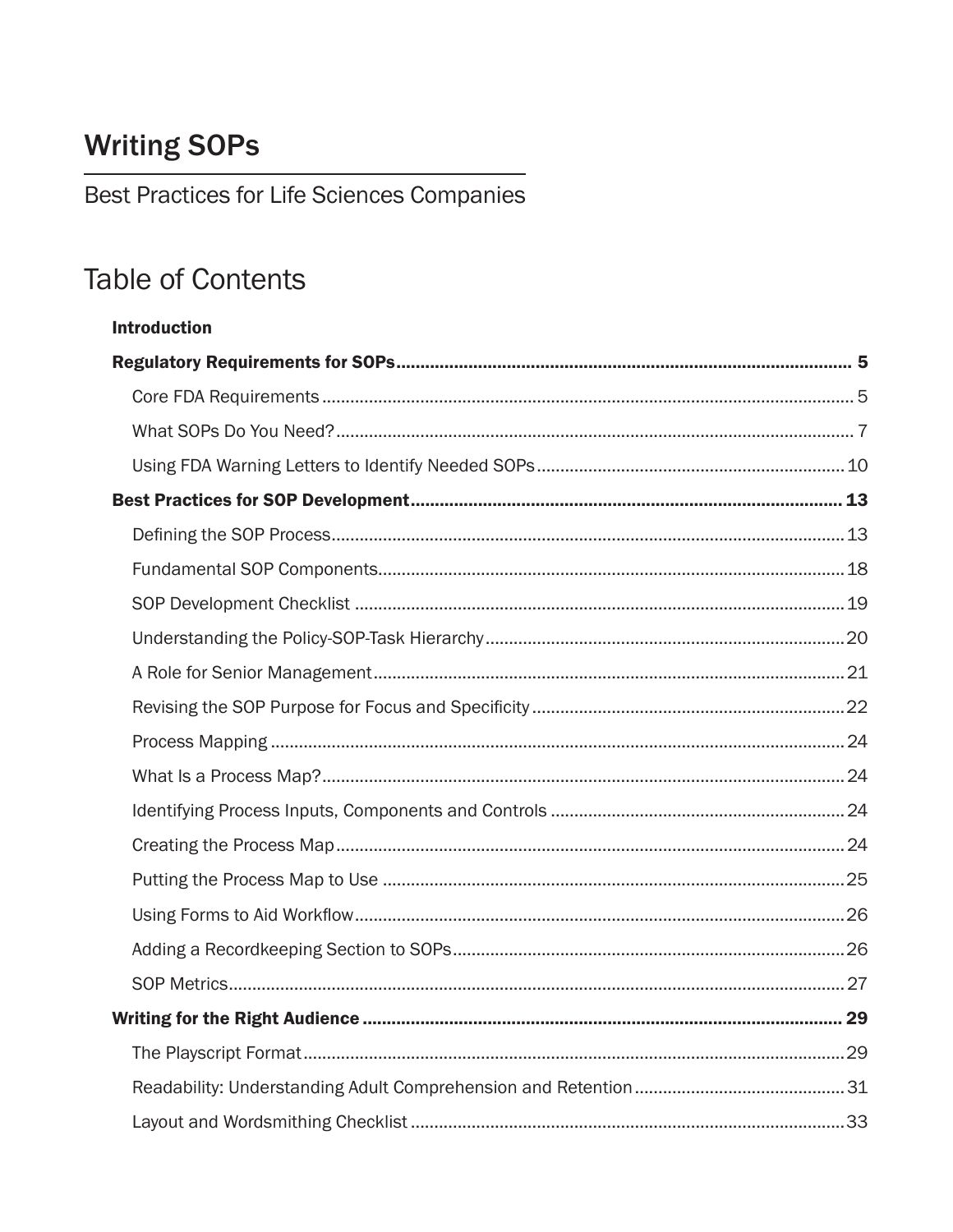# Writing SOPs

Best Practices for Life Sciences Companies

## Table of Contents

**Introduction**

**Regulatory Requirements for SOPs** .......... **5**

- Core FDA Requirements .......... 5
- What SOPs Do You Need? .......... 7
- Using FDA Warning Letters to Identify Needed SOPs .......... 10

**Best Practices for SOP Development** .......... **13**

- Defining the SOP Process .......... 13
- Fundamental SOP Components .......... 18
- SOP Development Checklist .......... 19
- Understanding the Policy-SOP-Task Hierarchy .......... 20
- A Role for Senior Management .......... 21
- Revising the SOP Purpose for Focus and Specificity .......... 22
- Process Mapping .......... 24
- What Is a Process Map? .......... 24
- Identifying Process Inputs, Components and Controls .......... 24
- Creating the Process Map .......... 24
- Putting the Process Map to Use .......... 25
- Using Forms to Aid Workflow .......... 26
- Adding a Recordkeeping Section to SOPs .......... 26
- SOP Metrics .......... 27

**Writing for the Right Audience** .......... **29**

- The Playscript Format .......... 29
- Readability: Understanding Adult Comprehension and Retention .......... 31
- Layout and Wordsmithing Checklist .......... 33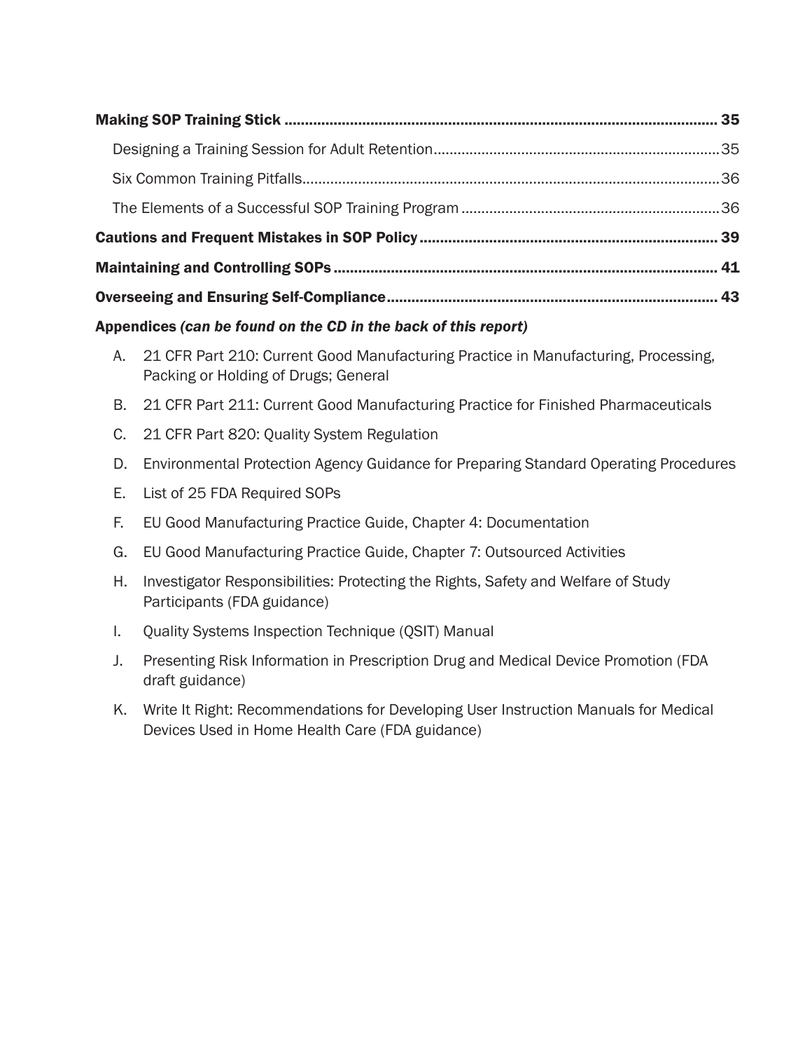**Making SOP Training Stick** .......................................................................................................... **35**

Designing a Training Session for Adult Retention ....................................................................... 35

Six Common Training Pitfalls ........................................................................................................ 36

The Elements of a Successful SOP Training Program ................................................................ 36

**Cautions and Frequent Mistakes in SOP Policy** ......................................................................... **39**

**Maintaining and Controlling SOPs** ............................................................................................ **41**

**Overseeing and Ensuring Self-Compliance** ................................................................................ **43**

**Appendices *(can be found on the CD in the back of this report)***

A. 21 CFR Part 210: Current Good Manufacturing Practice in Manufacturing, Processing, Packing or Holding of Drugs; General

B. 21 CFR Part 211: Current Good Manufacturing Practice for Finished Pharmaceuticals

C. 21 CFR Part 820: Quality System Regulation

D. Environmental Protection Agency Guidance for Preparing Standard Operating Procedures

E. List of 25 FDA Required SOPs

F. EU Good Manufacturing Practice Guide, Chapter 4: Documentation

G. EU Good Manufacturing Practice Guide, Chapter 7: Outsourced Activities

H. Investigator Responsibilities: Protecting the Rights, Safety and Welfare of Study Participants (FDA guidance)

I. Quality Systems Inspection Technique (QSIT) Manual

J. Presenting Risk Information in Prescription Drug and Medical Device Promotion (FDA draft guidance)

K. Write It Right: Recommendations for Developing User Instruction Manuals for Medical Devices Used in Home Health Care (FDA guidance)